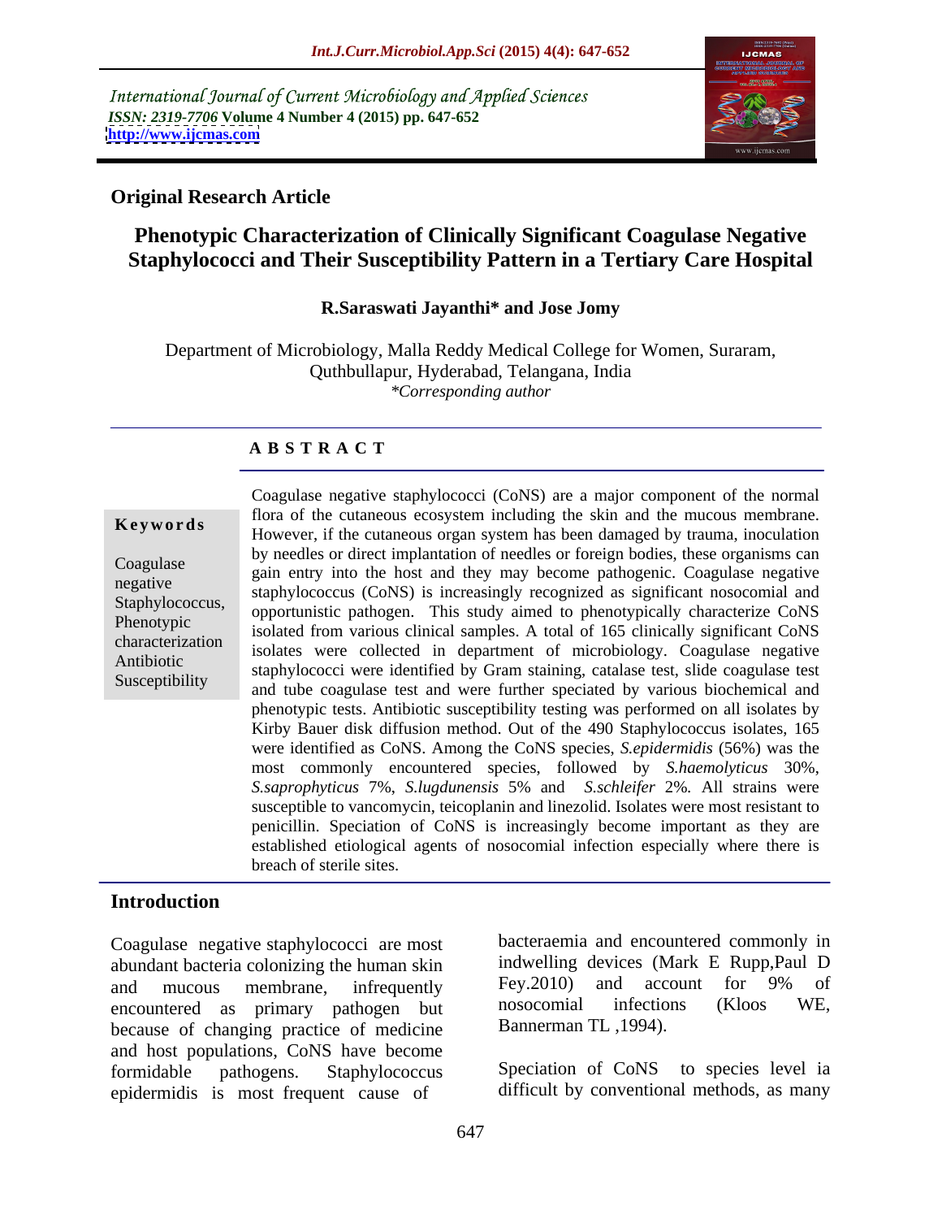International Journal of Current Microbiology and Applied Sciences
*ISSN: 2319-7706* **Volume 4 Number 4 (2015) pp. 647-652**
**http://www.ijcmas.com**

**Original Research Article**

# Phenotypic Characterization of Clinically Significant Coagulase Negative Staphylococci and Their Susceptibility Pattern in a Tertiary Care Hospital

**R.Saraswati Jayanthi\* and Jose Jomy**

Department of Microbiology, Malla Reddy Medical College for Women, Suraram, Quthbullapur, Hyderabad, Telangana, India
*\*Corresponding author*

## A B S T R A C T

**Keywords**

Coagulase negative Staphylococcus, Phenotypic characterization Antibiotic Susceptibility

Coagulase negative staphylococci (CoNS) are a major component of the normal flora of the cutaneous ecosystem including the skin and the mucous membrane. However, if the cutaneous organ system has been damaged by trauma, inoculation by needles or direct implantation of needles or foreign bodies, these organisms can gain entry into the host and they may become pathogenic. Coagulase negative staphylococcus (CoNS) is increasingly recognized as significant nosocomial and opportunistic pathogen. This study aimed to phenotypically characterize CoNS isolated from various clinical samples. A total of 165 clinically significant CoNS isolates were collected in department of microbiology. Coagulase negative staphylococci were identified by Gram staining, catalase test, slide coagulase test and tube coagulase test and were further speciated by various biochemical and phenotypic tests. Antibiotic susceptibility testing was performed on all isolates by Kirby Bauer disk diffusion method. Out of the 490 Staphylococcus isolates, 165 were identified as CoNS. Among the CoNS species, *S.epidermidis* (56%) was the most commonly encountered species, followed by *S.haemolyticus* 30%, *S.saprophyticus* 7%, *S.lugdunensis* 5% and *S.schleifer* 2%. All strains were susceptible to vancomycin, teicoplanin and linezolid. Isolates were most resistant to penicillin. Speciation of CoNS is increasingly become important as they are established etiological agents of nosocomial infection especially where there is breach of sterile sites.

## Introduction

Coagulase negative staphylococci are most abundant bacteria colonizing the human skin and mucous membrane, infrequently encountered as primary pathogen but because of changing practice of medicine and host populations, CoNS have become formidable pathogens. Staphylococcus epidermidis is most frequent cause of bacteraemia and encountered commonly in indwelling devices (Mark E Rupp,Paul D Fey.2010) and account for 9% of nosocomial infections (Kloos WE, Bannerman TL ,1994).

Speciation of CoNS to species level ia difficult by conventional methods, as many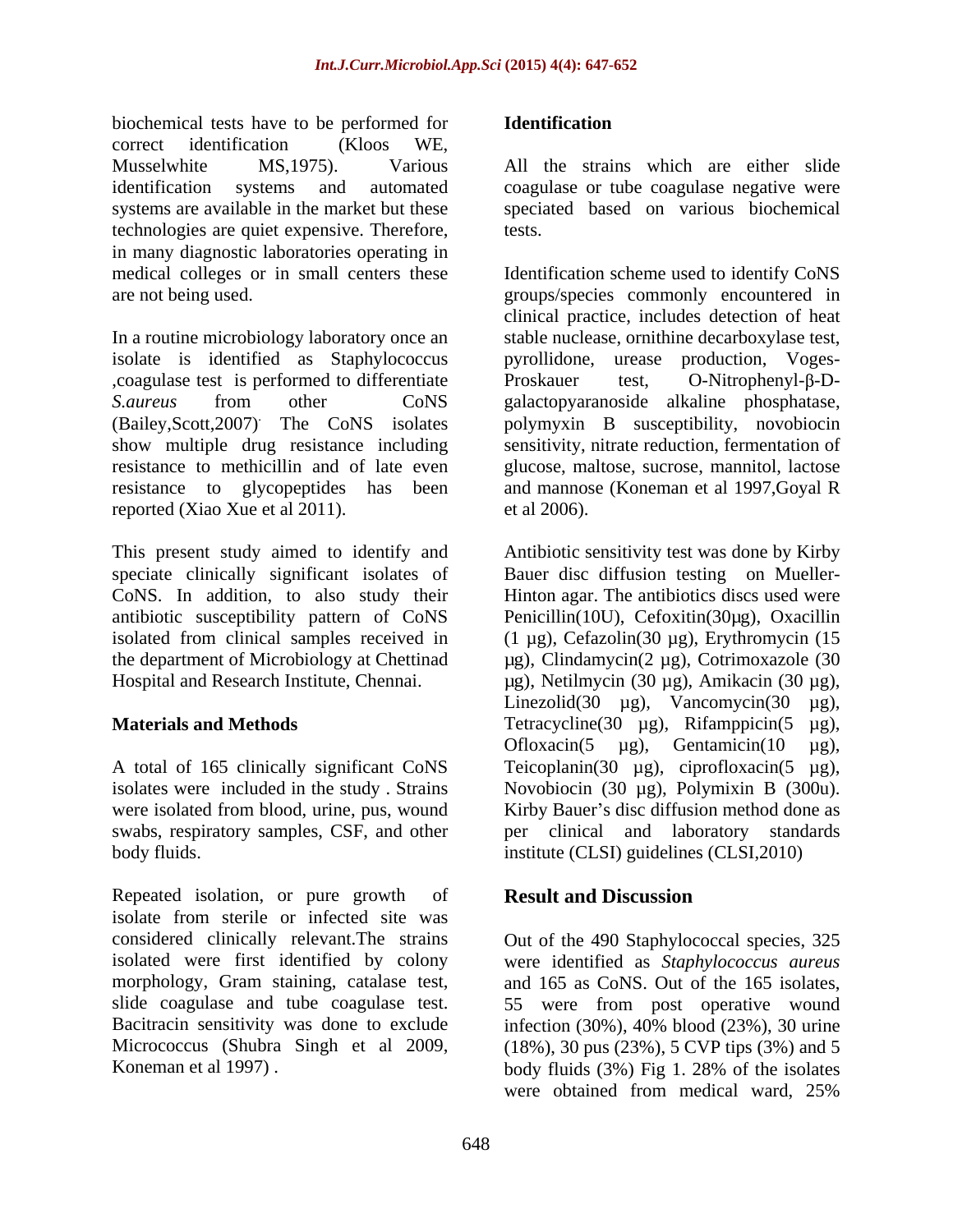biochemical tests have to be performed for correct identification (Kloos WE, Musselwhite MS,1975). Various identification systems and automated systems are available in the market but these technologies are quiet expensive. Therefore, in many diagnostic laboratories operating in medical colleges or in small centers these are not being used.

In a routine microbiology laboratory once an isolate is identified as Staphylococcus ,coagulase test is performed to differentiate *S.aureus* from other CoNS (Bailey,Scott,2007). The CoNS isolates show multiple drug resistance including resistance to methicillin and of late even resistance to glycopeptides has been reported (Xiao Xue et al 2011).

This present study aimed to identify and speciate clinically significant isolates of CoNS. In addition, to also study their antibiotic susceptibility pattern of CoNS isolated from clinical samples received in the department of Microbiology at Chettinad Hospital and Research Institute, Chennai.

## Materials and Methods

A total of 165 clinically significant CoNS isolates were included in the study . Strains were isolated from blood, urine, pus, wound swabs, respiratory samples, CSF, and other body fluids.

Repeated isolation, or pure growth of isolate from sterile or infected site was considered clinically relevant.The strains isolated were first identified by colony morphology, Gram staining, catalase test, slide coagulase and tube coagulase test. Bacitracin sensitivity was done to exclude Micrococcus (Shubra Singh et al 2009, Koneman et al 1997) .

### Identification

All the strains which are either slide coagulase or tube coagulase negative were speciated based on various biochemical tests.

Identification scheme used to identify CoNS groups/species commonly encountered in clinical practice, includes detection of heat stable nuclease, ornithine decarboxylase test, pyrollidone, urease production, Voges-Proskauer test, O-Nitrophenyl-β-D-galactopyaranoside alkaline phosphatase, polymyxin B susceptibility, novobiocin sensitivity, nitrate reduction, fermentation of glucose, maltose, sucrose, mannitol, lactose and mannose (Koneman et al 1997,Goyal R et al 2006).

Antibiotic sensitivity test was done by Kirby Bauer disc diffusion testing on Mueller-Hinton agar. The antibiotics discs used were Penicillin(10U), Cefoxitin(30µg), Oxacillin (1 µg), Cefazolin(30 µg), Erythromycin (15 µg), Clindamycin(2 µg), Cotrimoxazole (30 µg), Netilmycin (30 µg), Amikacin (30 µg), Linezolid(30 µg), Vancomycin(30 µg), Tetracycline(30 µg), Rifamppicin(5 µg), Ofloxacin(5 µg), Gentamicin(10 µg), Teicoplanin(30 µg), ciprofloxacin(5 µg), Novobiocin (30 µg), Polymixin B (300u). Kirby Bauer's disc diffusion method done as per clinical and laboratory standards institute (CLSI) guidelines (CLSI,2010)

## Result and Discussion

Out of the 490 Staphylococcal species, 325 were identified as *Staphylococcus aureus* and 165 as CoNS. Out of the 165 isolates, 55 were from post operative wound infection (30%), 40% blood (23%), 30 urine (18%), 30 pus (23%), 5 CVP tips (3%) and 5 body fluids (3%) Fig 1. 28% of the isolates were obtained from medical ward, 25%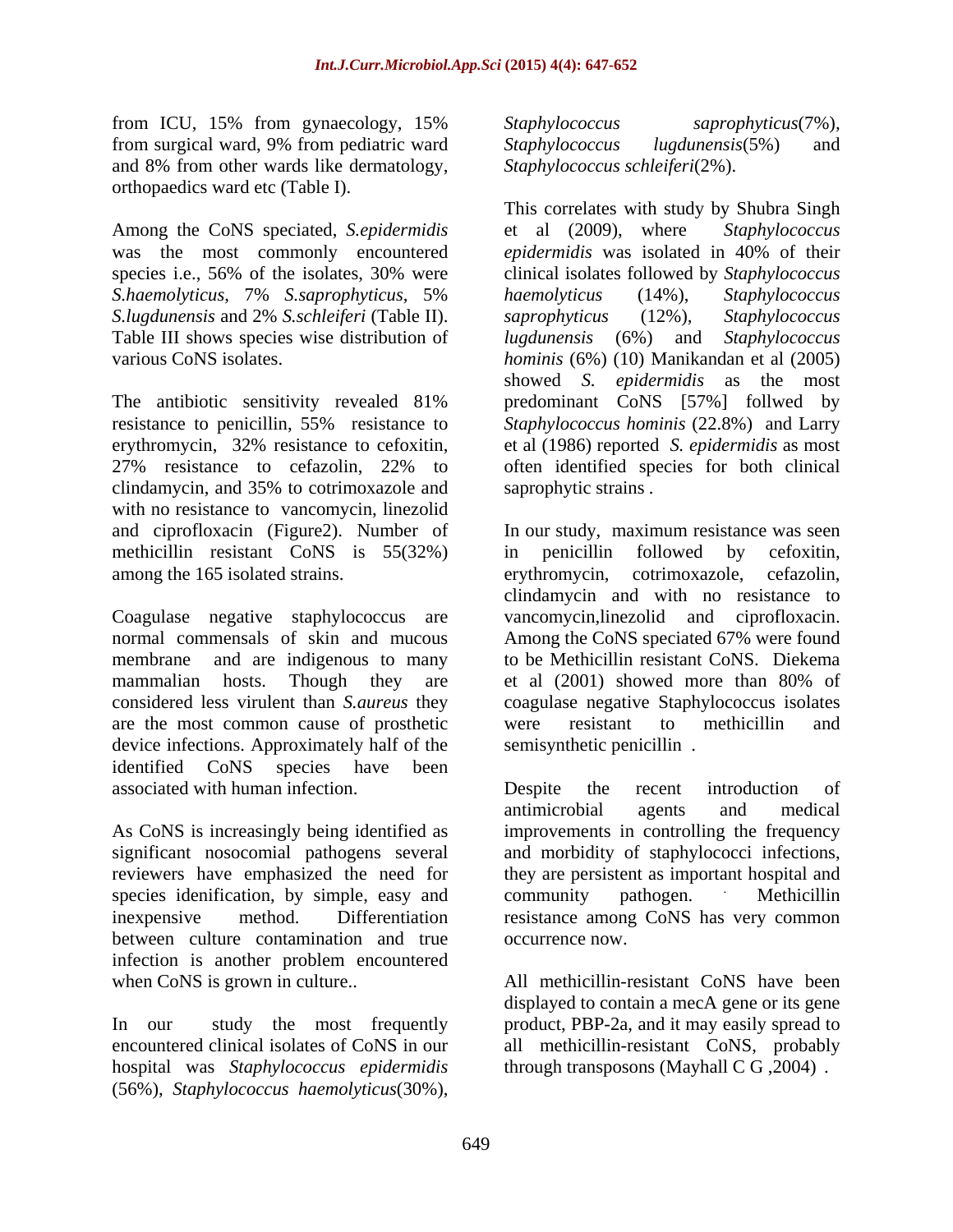from ICU, 15% from gynaecology, 15% from surgical ward, 9% from pediatric ward and 8% from other wards like dermatology, orthopaedics ward etc (Table I).

Among the CoNS speciated, *S.epidermidis* was the most commonly encountered species i.e., 56% of the isolates, 30% were *S.haemolyticus*, 7% *S.saprophyticus*, 5% *S.lugdunensis* and 2% *S.schleiferi* (Table II). Table III shows species wise distribution of various CoNS isolates.

The antibiotic sensitivity revealed 81% resistance to penicillin, 55% resistance to erythromycin, 32% resistance to cefoxitin, 27% resistance to cefazolin, 22% to clindamycin, and 35% to cotrimoxazole and with no resistance to vancomycin, linezolid and ciprofloxacin (Figure2). Number of methicillin resistant CoNS is 55(32%) among the 165 isolated strains.

Coagulase negative staphylococcus are normal commensals of skin and mucous membrane and are indigenous to many mammalian hosts. Though they are considered less virulent than *S.aureus* they are the most common cause of prosthetic device infections. Approximately half of the identified CoNS species have been associated with human infection.

As CoNS is increasingly being identified as significant nosocomial pathogens several reviewers have emphasized the need for species idenification, by simple, easy and inexpensive method. Differentiation between culture contamination and true infection is another problem encountered when CoNS is grown in culture..

In our study the most frequently encountered clinical isolates of CoNS in our hospital was *Staphylococcus epidermidis* (56%), *Staphylococcus haemolyticus*(30%), *Staphylococcus saprophyticus*(7%), *Staphylococcus lugdunensis*(5%) and *Staphylococcus schleiferi*(2%).

This correlates with study by Shubra Singh et al (2009), where *Staphylococcus epidermidis* was isolated in 40% of their clinical isolates followed by *Staphylococcus haemolyticus* (14%), *Staphylococcus saprophyticus* (12%), *Staphylococcus lugdunensis* (6%) and *Staphylococcus hominis* (6%) (10) Manikandan et al (2005) showed *S. epidermidis* as the most predominant CoNS [57%] follwed by *Staphylococcus hominis* (22.8%) and Larry et al (1986) reported *S. epidermidis* as most often identified species for both clinical saprophytic strains .

In our study, maximum resistance was seen in penicillin followed by cefoxitin, erythromycin, cotrimoxazole, cefazolin, clindamycin and with no resistance to vancomycin,linezolid and ciprofloxacin. Among the CoNS speciated 67% were found to be Methicillin resistant CoNS. Diekema et al (2001) showed more than 80% of coagulase negative Staphylococcus isolates were resistant to methicillin and semisynthetic penicillin .

Despite the recent introduction of antimicrobial agents and medical improvements in controlling the frequency and morbidity of staphylococci infections, they are persistent as important hospital and community pathogen. Methicillin resistance among CoNS has very common occurrence now.

All methicillin-resistant CoNS have been displayed to contain a mecA gene or its gene product, PBP-2a, and it may easily spread to all methicillin-resistant CoNS, probably through transposons (Mayhall C G ,2004) .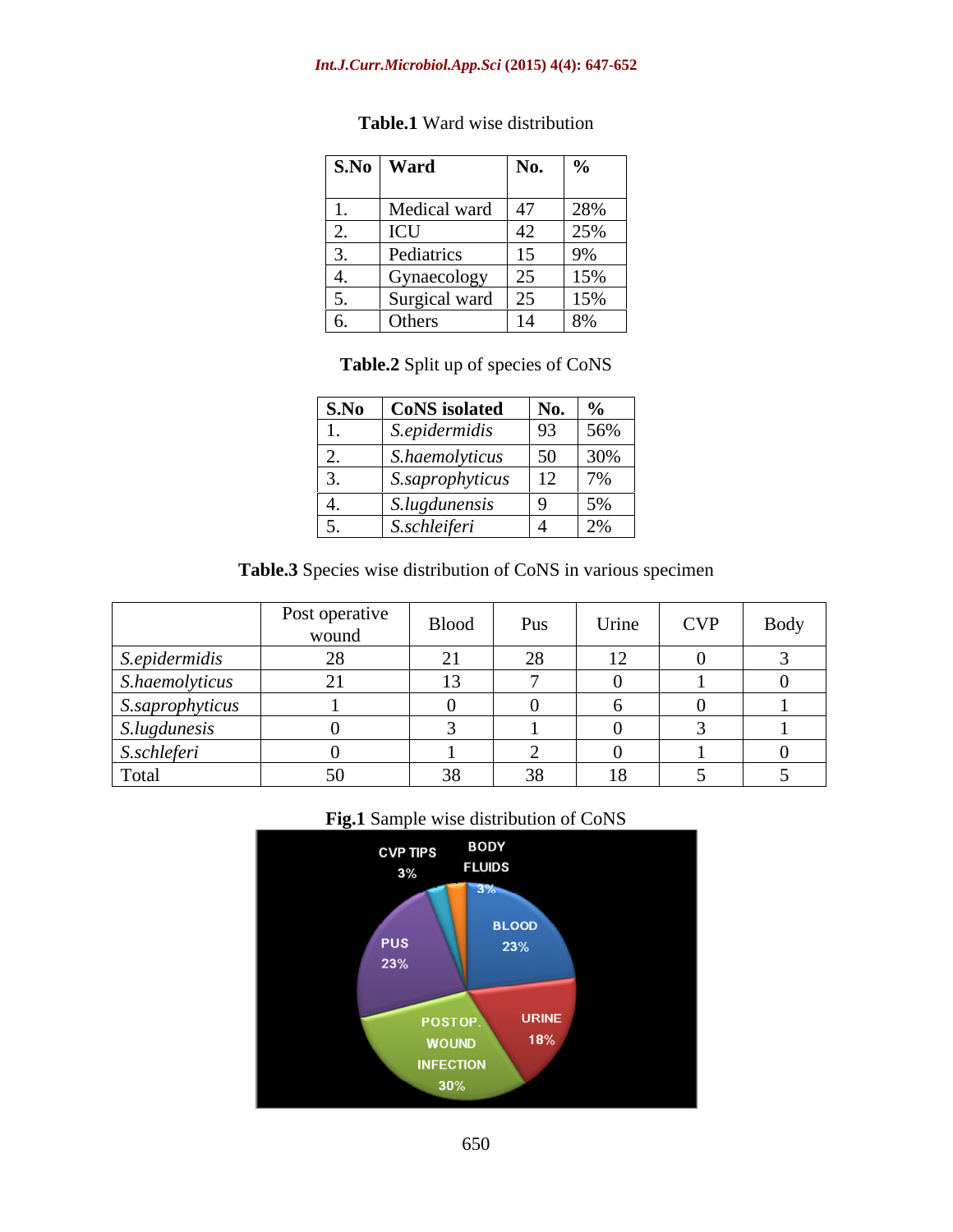**Table.1** Ward wise distribution

| S.No | Ward | No. | % |
|---|---|---|---|
| 1. | Medical ward | 47 | 28% |
| 2. | ICU | 42 | 25% |
| 3. | Pediatrics | 15 | 9% |
| 4. | Gynaecology | 25 | 15% |
| 5. | Surgical ward | 25 | 15% |
| 6. | Others | 14 | 8% |

**Table.2** Split up of species of CoNS

| S.No | CoNS isolated | No. | % |
|---|---|---|---|
| 1. | *S.epidermidis* | 93 | 56% |
| 2. | *S.haemolyticus* | 50 | 30% |
| 3. | *S.saprophyticus* | 12 | 7% |
| 4. | *S.lugdunensis* | 9 | 5% |
| 5. | *S.schleiferi* | 4 | 2% |

**Table.3** Species wise distribution of CoNS in various specimen

| | Post operative wound | Blood | Pus | Urine | CVP | Body |
|---|---|---|---|---|---|---|
| *S.epidermidis* | 28 | 21 | 28 | 12 | 0 | 3 |
| *S.haemolyticus* | 21 | 13 | 7 | 0 | 1 | 0 |
| *S.saprophyticus* | 1 | 0 | 0 | 6 | 0 | 1 |
| *S.lugdunesis* | 0 | 3 | 1 | 0 | 3 | 1 |
| *S.schleferi* | 0 | 1 | 2 | 0 | 1 | 0 |
| Total | 50 | 38 | 38 | 18 | 5 | 5 |

**Fig.1** Sample wise distribution of CoNS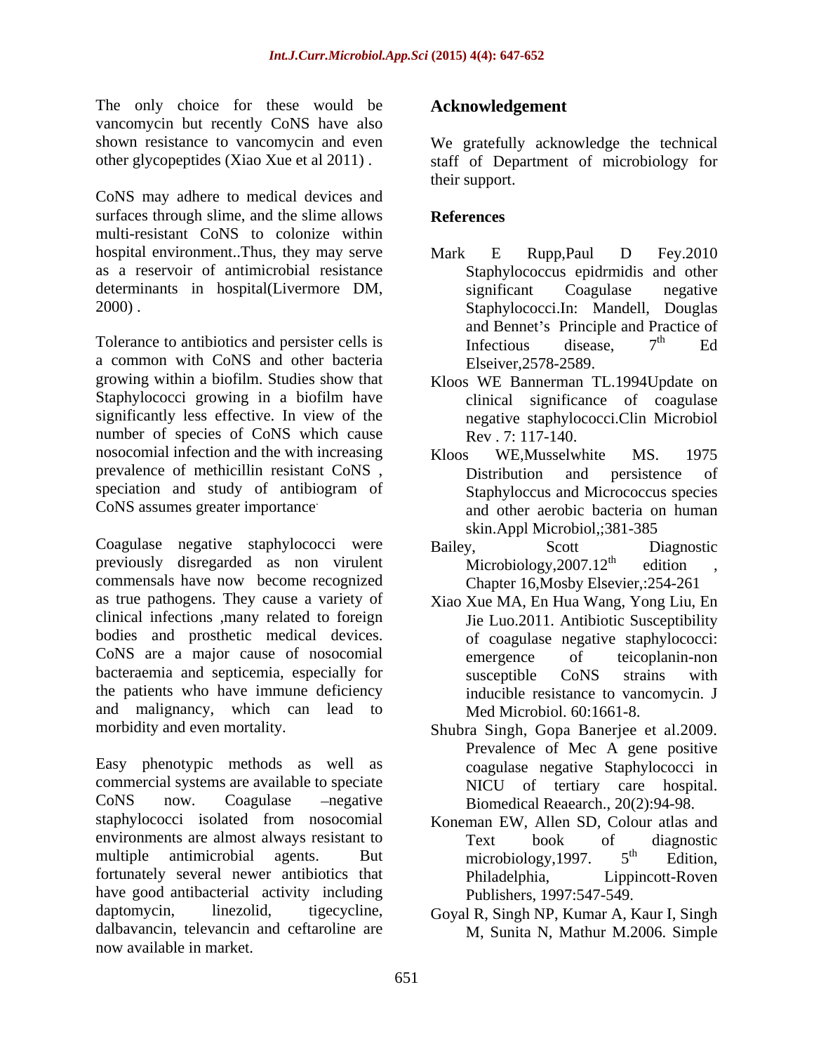The only choice for these would be vancomycin but recently CoNS have also shown resistance to vancomycin and even other glycopeptides (Xiao Xue et al 2011) .

CoNS may adhere to medical devices and surfaces through slime, and the slime allows multi-resistant CoNS to colonize within hospital environment..Thus, they may serve as a reservoir of antimicrobial resistance determinants in hospital(Livermore DM, 2000) .

Tolerance to antibiotics and persister cells is a common with CoNS and other bacteria growing within a biofilm. Studies show that Staphylococci growing in a biofilm have significantly less effective. In view of the number of species of CoNS which cause nosocomial infection and the with increasing prevalence of methicillin resistant CoNS , speciation and study of antibiogram of CoNS assumes greater importance.

Coagulase negative staphylococci were previously disregarded as non virulent commensals have now become recognized as true pathogens. They cause a variety of clinical infections ,many related to foreign bodies and prosthetic medical devices. CoNS are a major cause of nosocomial bacteraemia and septicemia, especially for the patients who have immune deficiency and malignancy, which can lead to morbidity and even mortality.

Easy phenotypic methods as well as commercial systems are available to speciate CoNS now. Coagulase –negative staphylococci isolated from nosocomial environments are almost always resistant to multiple antimicrobial agents. But fortunately several newer antibiotics that have good antibacterial activity including daptomycin, linezolid, tigecycline, dalbavancin, televancin and ceftaroline are now available in market.

## Acknowledgement

We gratefully acknowledge the technical staff of Department of microbiology for their support.

## References

Mark E Rupp,Paul D Fey.2010 Staphylococcus epidrmidis and other significant Coagulase negative Staphylococci.In: Mandell, Douglas and Bennet's Principle and Practice of Infectious disease, 7th Ed Elseiver,2578-2589.

Kloos WE Bannerman TL.1994Update on clinical significance of coagulase negative staphylococci.Clin Microbiol Rev . 7: 117-140.

Kloos WE,Musselwhite MS. 1975 Distribution and persistence of Staphyloccus and Micrococcus species and other aerobic bacteria on human skin.Appl Microbiol,;381-385

Bailey, Scott Diagnostic Microbiology,2007.12th edition , Chapter 16,Mosby Elsevier,:254-261

Xiao Xue MA, En Hua Wang, Yong Liu, En Jie Luo.2011. Antibiotic Susceptibility of coagulase negative staphylococci: emergence of teicoplanin-non susceptible CoNS strains with inducible resistance to vancomycin. J Med Microbiol. 60:1661-8.

Shubra Singh, Gopa Banerjee et al.2009. Prevalence of Mec A gene positive coagulase negative Staphylococci in NICU of tertiary care hospital. Biomedical Reaearch., 20(2):94-98.

Koneman EW, Allen SD, Colour atlas and Text book of diagnostic microbiology,1997. 5th Edition, Philadelphia, Lippincott-Roven Publishers, 1997:547-549.

Goyal R, Singh NP, Kumar A, Kaur I, Singh M, Sunita N, Mathur M.2006. Simple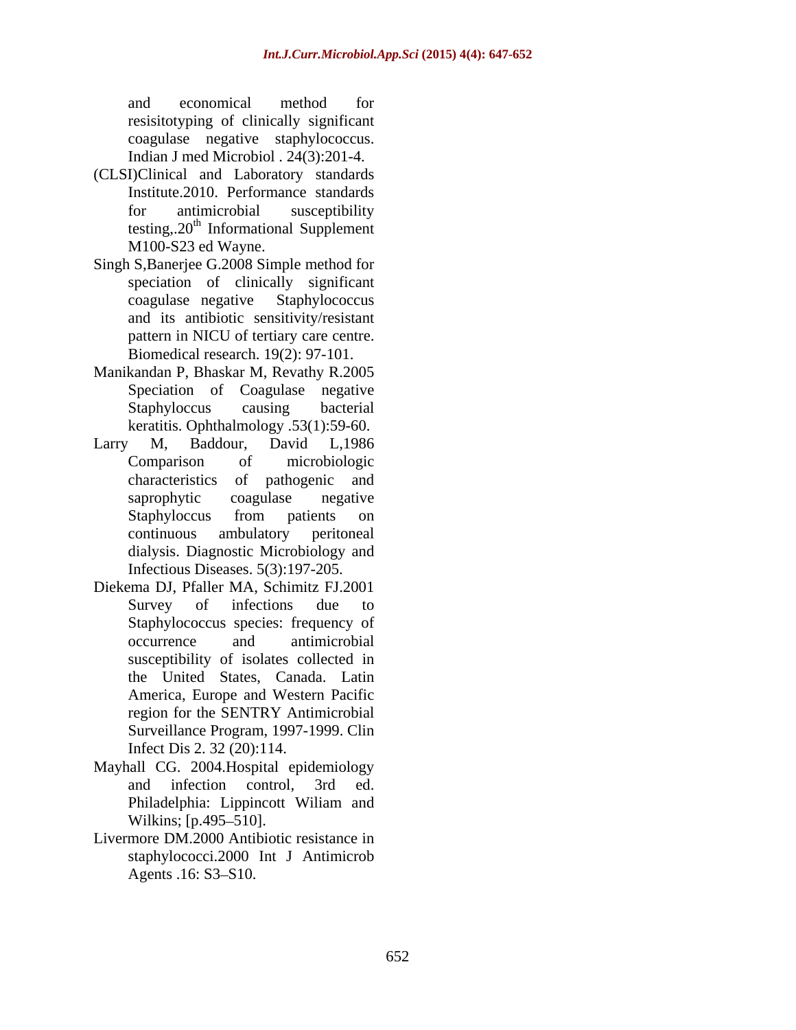and economical method for resisitotyping of clinically significant coagulase negative staphylococcus. Indian J med Microbiol . 24(3):201-4.

(CLSI)Clinical and Laboratory standards Institute.2010. Performance standards for antimicrobial susceptibility testing,.20th Informational Supplement M100-S23 ed Wayne.

Singh S,Banerjee G.2008 Simple method for speciation of clinically significant coagulase negative Staphylococcus and its antibiotic sensitivity/resistant pattern in NICU of tertiary care centre. Biomedical research. 19(2): 97-101.

Manikandan P, Bhaskar M, Revathy R.2005 Speciation of Coagulase negative Staphyloccus causing bacterial keratitis. Ophthalmology .53(1):59-60.

Larry M, Baddour, David L,1986 Comparison of microbiologic characteristics of pathogenic and saprophytic coagulase negative Staphyloccus from patients on continuous ambulatory peritoneal dialysis. Diagnostic Microbiology and Infectious Diseases. 5(3):197-205.

Diekema DJ, Pfaller MA, Schimitz FJ.2001 Survey of infections due to Staphylococcus species: frequency of occurrence and antimicrobial susceptibility of isolates collected in the United States, Canada. Latin America, Europe and Western Pacific region for the SENTRY Antimicrobial Surveillance Program, 1997-1999. Clin Infect Dis 2. 32 (20):114.

Mayhall CG. 2004.Hospital epidemiology and infection control, 3rd ed. Philadelphia: Lippincott Wiliam and Wilkins; [p.495–510].

Livermore DM.2000 Antibiotic resistance in staphylococci.2000 Int J Antimicrob Agents .16: S3–S10.